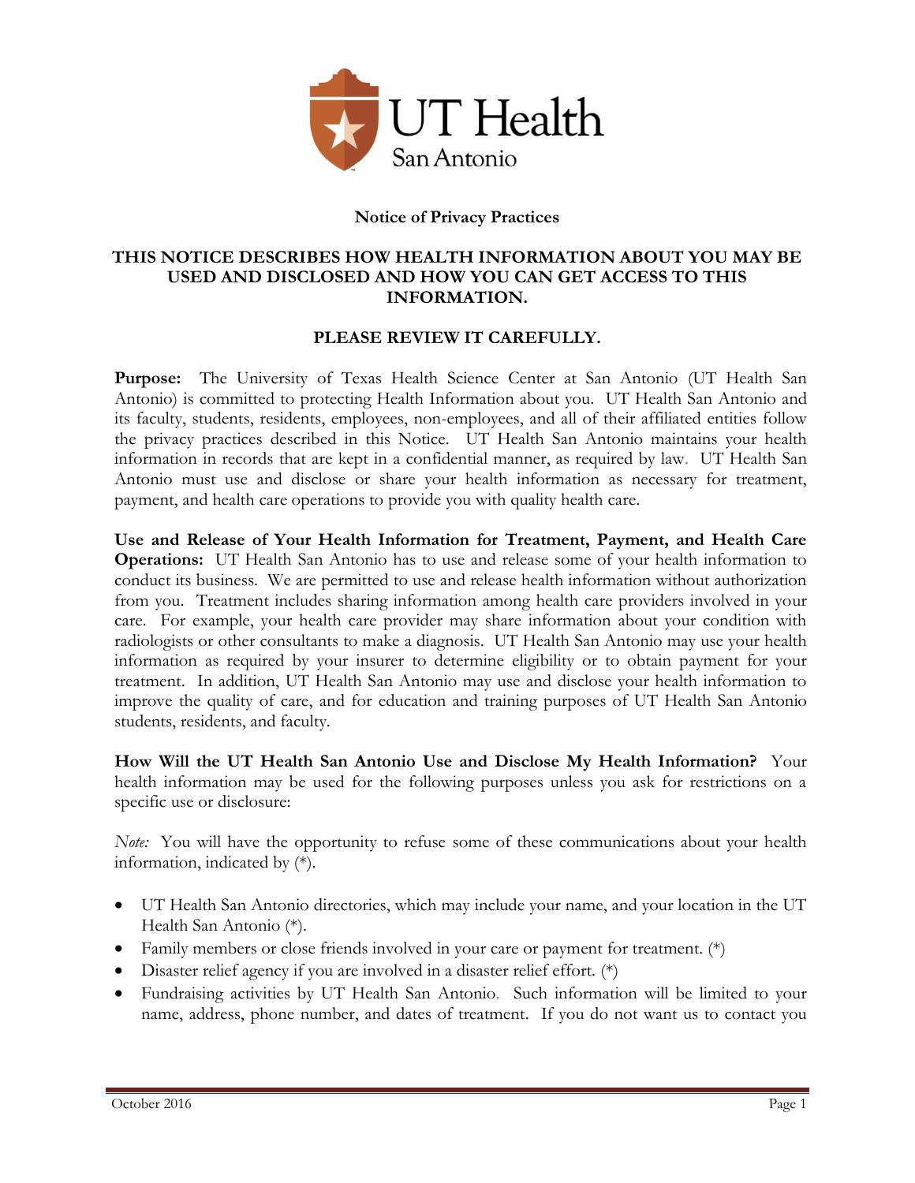## Notice of Privacy Practices

**THIS NOTICE DESCRIBES HOW HEALTH INFORMATION ABOUT YOU MAY BE USED AND DISCLOSED AND HOW YOU CAN GET ACCESS TO THIS INFORMATION.**

**PLEASE REVIEW IT CAREFULLY.**

**Purpose:** The University of Texas Health Science Center at San Antonio (UT Health San Antonio) is committed to protecting Health Information about you. UT Health San Antonio and its faculty, students, residents, employees, non-employees, and all of their affiliated entities follow the privacy practices described in this Notice. UT Health San Antonio maintains your health information in records that are kept in a confidential manner, as required by law. UT Health San Antonio must use and disclose or share your health information as necessary for treatment, payment, and health care operations to provide you with quality health care.

**Use and Release of Your Health Information for Treatment, Payment, and Health Care Operations:** UT Health San Antonio has to use and release some of your health information to conduct its business. We are permitted to use and release health information without authorization from you. Treatment includes sharing information among health care providers involved in your care. For example, your health care provider may share information about your condition with radiologists or other consultants to make a diagnosis. UT Health San Antonio may use your health information as required by your insurer to determine eligibility or to obtain payment for your treatment. In addition, UT Health San Antonio may use and disclose your health information to improve the quality of care, and for education and training purposes of UT Health San Antonio students, residents, and faculty.

**How Will the UT Health San Antonio Use and Disclose My Health Information?** Your health information may be used for the following purposes unless you ask for restrictions on a specific use or disclosure:

*Note:* You will have the opportunity to refuse some of these communications about your health information, indicated by (*).

- UT Health San Antonio directories, which may include your name, and your location in the UT Health San Antonio (*).
- Family members or close friends involved in your care or payment for treatment. (*)
- Disaster relief agency if you are involved in a disaster relief effort. (*)
- Fundraising activities by UT Health San Antonio. Such information will be limited to your name, address, phone number, and dates of treatment. If you do not want us to contact you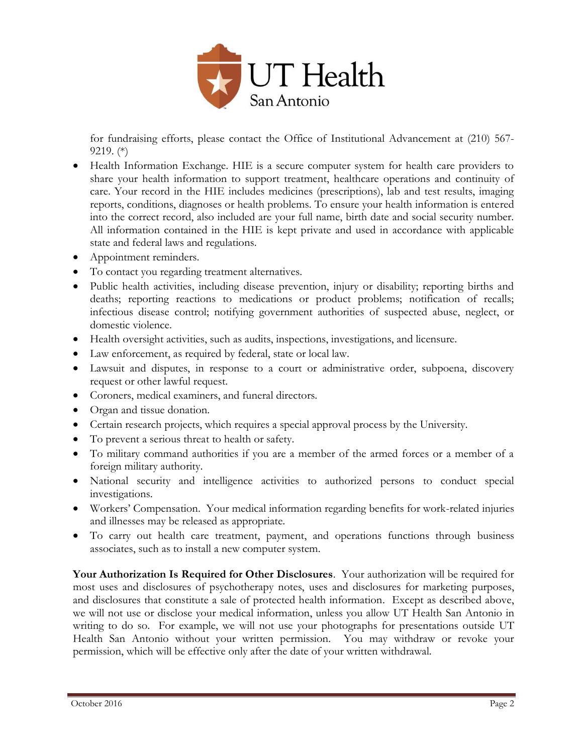for fundraising efforts, please contact the Office of Institutional Advancement at (210) 567-9219. (*)

- Health Information Exchange. HIE is a secure computer system for health care providers to share your health information to support treatment, healthcare operations and continuity of care. Your record in the HIE includes medicines (prescriptions), lab and test results, imaging reports, conditions, diagnoses or health problems. To ensure your health information is entered into the correct record, also included are your full name, birth date and social security number. All information contained in the HIE is kept private and used in accordance with applicable state and federal laws and regulations.
- Appointment reminders.
- To contact you regarding treatment alternatives.
- Public health activities, including disease prevention, injury or disability; reporting births and deaths; reporting reactions to medications or product problems; notification of recalls; infectious disease control; notifying government authorities of suspected abuse, neglect, or domestic violence.
- Health oversight activities, such as audits, inspections, investigations, and licensure.
- Law enforcement, as required by federal, state or local law.
- Lawsuit and disputes, in response to a court or administrative order, subpoena, discovery request or other lawful request.
- Coroners, medical examiners, and funeral directors.
- Organ and tissue donation.
- Certain research projects, which requires a special approval process by the University.
- To prevent a serious threat to health or safety.
- To military command authorities if you are a member of the armed forces or a member of a foreign military authority.
- National security and intelligence activities to authorized persons to conduct special investigations.
- Workers' Compensation. Your medical information regarding benefits for work-related injuries and illnesses may be released as appropriate.
- To carry out health care treatment, payment, and operations functions through business associates, such as to install a new computer system.

**Your Authorization Is Required for Other Disclosures**. Your authorization will be required for most uses and disclosures of psychotherapy notes, uses and disclosures for marketing purposes, and disclosures that constitute a sale of protected health information. Except as described above, we will not use or disclose your medical information, unless you allow UT Health San Antonio in writing to do so. For example, we will not use your photographs for presentations outside UT Health San Antonio without your written permission. You may withdraw or revoke your permission, which will be effective only after the date of your written withdrawal.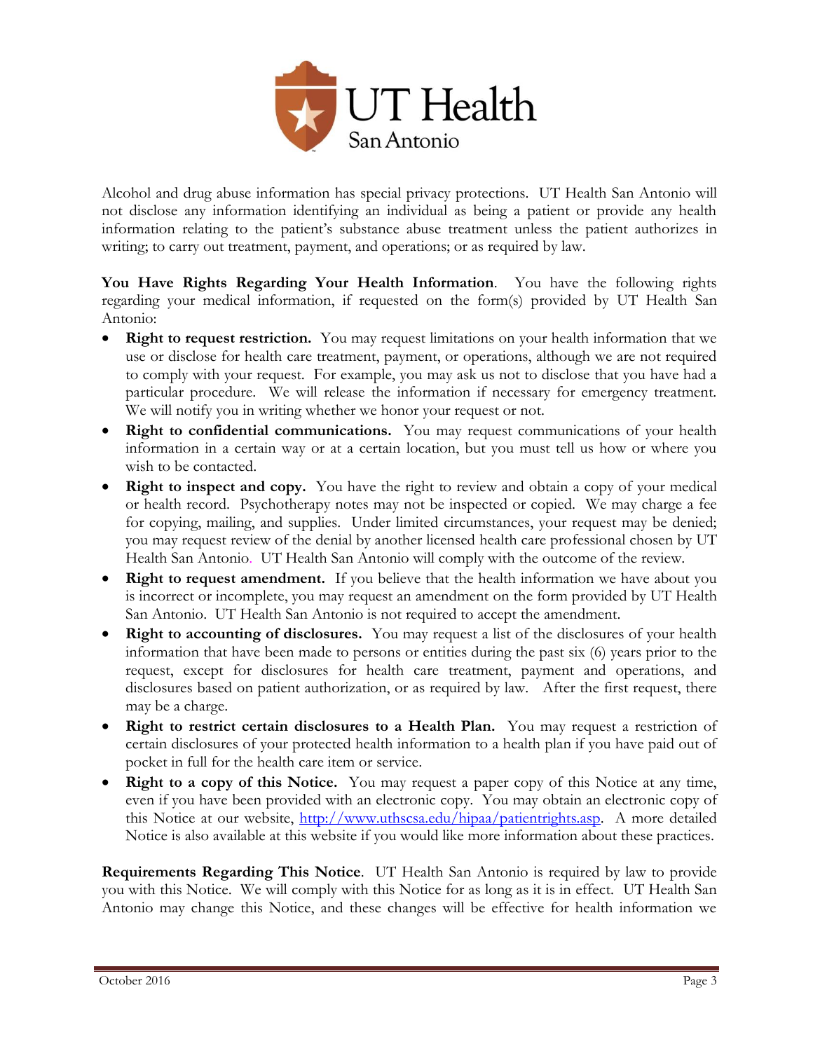Alcohol and drug abuse information has special privacy protections. UT Health San Antonio will not disclose any information identifying an individual as being a patient or provide any health information relating to the patient's substance abuse treatment unless the patient authorizes in writing; to carry out treatment, payment, and operations; or as required by law.

**You Have Rights Regarding Your Health Information**. You have the following rights regarding your medical information, if requested on the form(s) provided by UT Health San Antonio:

- **Right to request restriction.** You may request limitations on your health information that we use or disclose for health care treatment, payment, or operations, although we are not required to comply with your request. For example, you may ask us not to disclose that you have had a particular procedure. We will release the information if necessary for emergency treatment. We will notify you in writing whether we honor your request or not.
- **Right to confidential communications.** You may request communications of your health information in a certain way or at a certain location, but you must tell us how or where you wish to be contacted.
- **Right to inspect and copy.** You have the right to review and obtain a copy of your medical or health record. Psychotherapy notes may not be inspected or copied. We may charge a fee for copying, mailing, and supplies. Under limited circumstances, your request may be denied; you may request review of the denial by another licensed health care professional chosen by UT Health San Antonio. UT Health San Antonio will comply with the outcome of the review.
- **Right to request amendment.** If you believe that the health information we have about you is incorrect or incomplete, you may request an amendment on the form provided by UT Health San Antonio. UT Health San Antonio is not required to accept the amendment.
- **Right to accounting of disclosures.** You may request a list of the disclosures of your health information that have been made to persons or entities during the past six (6) years prior to the request, except for disclosures for health care treatment, payment and operations, and disclosures based on patient authorization, or as required by law. After the first request, there may be a charge.
- **Right to restrict certain disclosures to a Health Plan.** You may request a restriction of certain disclosures of your protected health information to a health plan if you have paid out of pocket in full for the health care item or service.
- **Right to a copy of this Notice.** You may request a paper copy of this Notice at any time, even if you have been provided with an electronic copy. You may obtain an electronic copy of this Notice at our website, [http://www.uthscsa.edu/hipaa/patientrights.asp](http://www.uthscsa.edu/hipaa/patientrights.asp). A more detailed Notice is also available at this website if you would like more information about these practices.

**Requirements Regarding This Notice**. UT Health San Antonio is required by law to provide you with this Notice. We will comply with this Notice for as long as it is in effect. UT Health San Antonio may change this Notice, and these changes will be effective for health information we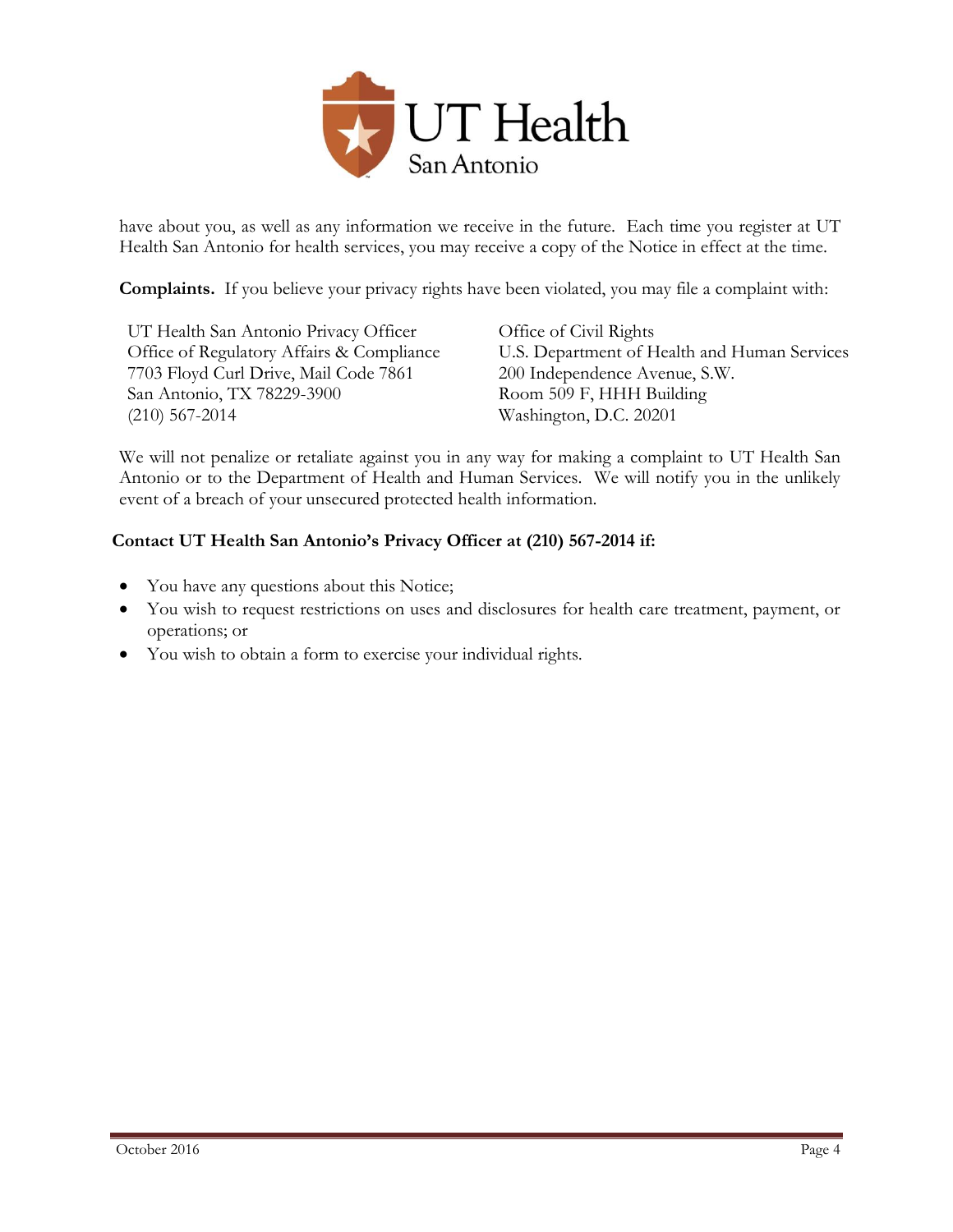have about you, as well as any information we receive in the future. Each time you register at UT Health San Antonio for health services, you may receive a copy of the Notice in effect at the time.

**Complaints.** If you believe your privacy rights have been violated, you may file a complaint with:

UT Health San Antonio Privacy Officer
Office of Regulatory Affairs & Compliance
7703 Floyd Curl Drive, Mail Code 7861
San Antonio, TX 78229-3900
(210) 567-2014

Office of Civil Rights
U.S. Department of Health and Human Services
200 Independence Avenue, S.W.
Room 509 F, HHH Building
Washington, D.C. 20201

We will not penalize or retaliate against you in any way for making a complaint to UT Health San Antonio or to the Department of Health and Human Services. We will notify you in the unlikely event of a breach of your unsecured protected health information.

**Contact UT Health San Antonio's Privacy Officer at (210) 567-2014 if:**

- You have any questions about this Notice;
- You wish to request restrictions on uses and disclosures for health care treatment, payment, or operations; or
- You wish to obtain a form to exercise your individual rights.